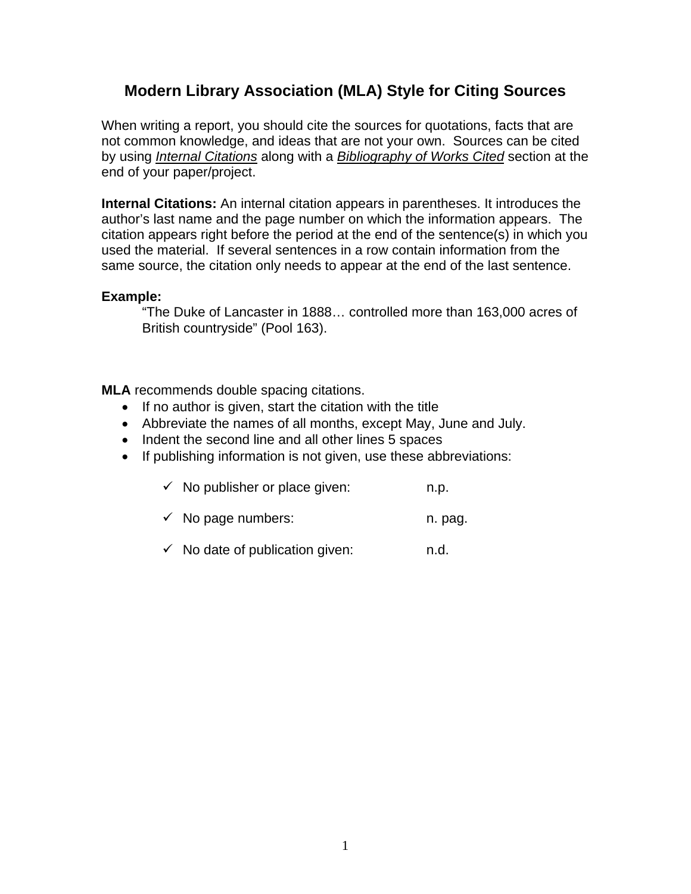# Modern Library Association (MLA) Style for Citing Sources

When writing a report, you should cite the sources for quotations, facts that are not common knowledge, and ideas that are not your own. Sources can be cited by using ***Internal Citations*** along with a ***Bibliography of Works Cited*** section at the end of your paper/project.

**Internal Citations:** An internal citation appears in parentheses. It introduces the author's last name and the page number on which the information appears. The citation appears right before the period at the end of the sentence(s) in which you used the material. If several sentences in a row contain information from the same source, the citation only needs to appear at the end of the last sentence.

**Example:**

> "The Duke of Lancaster in 1888… controlled more than 163,000 acres of British countryside" (Pool 163).

**MLA** recommends double spacing citations.

- If no author is given, start the citation with the title
- Abbreviate the names of all months, except May, June and July.
- Indent the second line and all other lines 5 spaces
- If publishing information is not given, use these abbreviations:
  - ✓ No publisher or place given: n.p.
  - ✓ No page numbers: n. pag.
  - ✓ No date of publication given: n.d.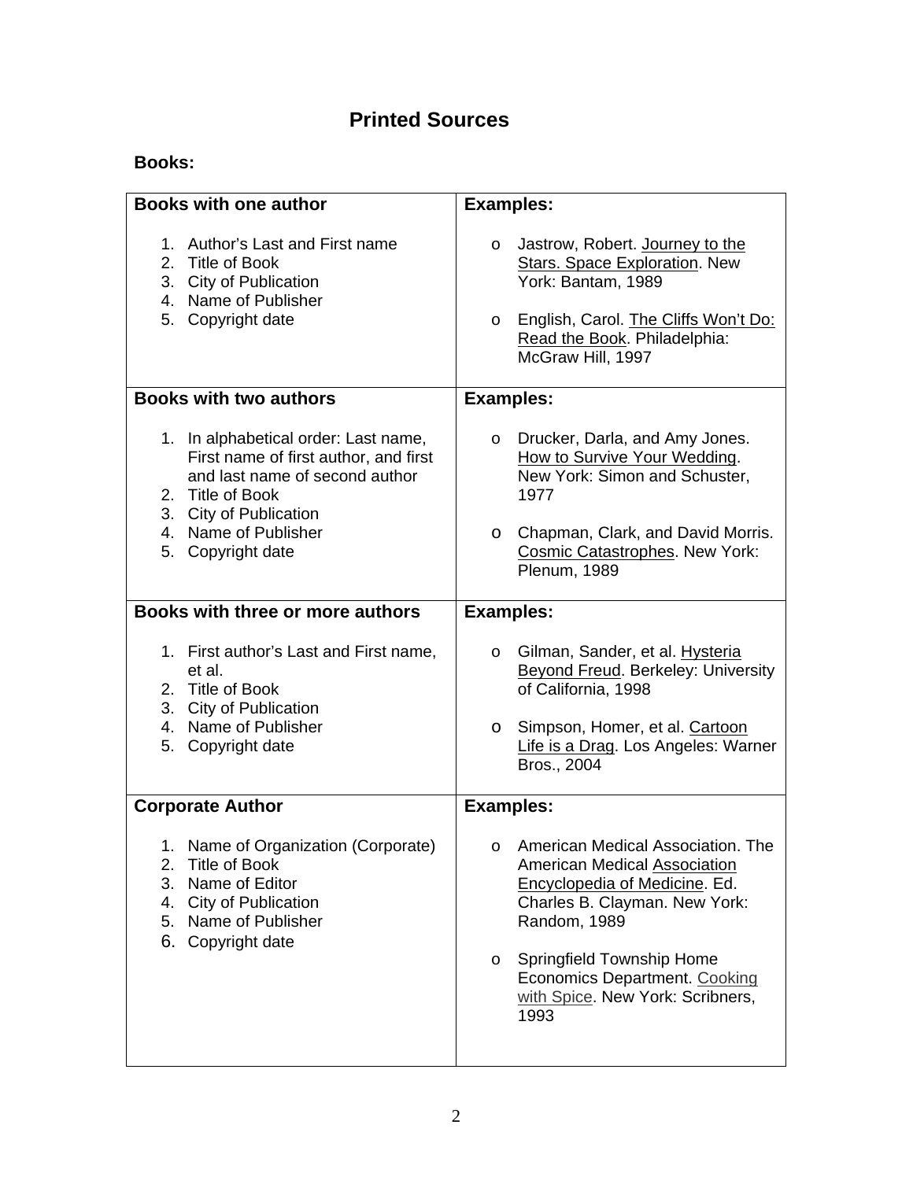# Printed Sources

**Books:**

| **Books with one author** | **Examples:** |
|---|---|
| 1. Author's Last and First name<br>2. Title of Book<br>3. City of Publication<br>4. Name of Publisher<br>5. Copyright date | o Jastrow, Robert. <u>Journey to the Stars. Space Exploration</u>. New York: Bantam, 1989<br><br>o English, Carol. <u>The Cliffs Won't Do: Read the Book</u>. Philadelphia: McGraw Hill, 1997 |
| **Books with two authors** | **Examples:** |
| 1. In alphabetical order: Last name, First name of first author, and first and last name of second author<br>2. Title of Book<br>3. City of Publication<br>4. Name of Publisher<br>5. Copyright date | o Drucker, Darla, and Amy Jones. <u>How to Survive Your Wedding</u>. New York: Simon and Schuster, 1977<br><br>o Chapman, Clark, and David Morris. <u>Cosmic Catastrophes</u>. New York: Plenum, 1989 |
| **Books with three or more authors** | **Examples:** |
| 1. First author's Last and First name, et al.<br>2. Title of Book<br>3. City of Publication<br>4. Name of Publisher<br>5. Copyright date | o Gilman, Sander, et al. <u>Hysteria Beyond Freud</u>. Berkeley: University of California, 1998<br><br>o Simpson, Homer, et al. <u>Cartoon Life is a Drag</u>. Los Angeles: Warner Bros., 2004 |
| **Corporate Author** | **Examples:** |
| 1. Name of Organization (Corporate)<br>2. Title of Book<br>3. Name of Editor<br>4. City of Publication<br>5. Name of Publisher<br>6. Copyright date | o American Medical Association. The American Medical <u>Association Encyclopedia of Medicine</u>. Ed. Charles B. Clayman. New York: Random, 1989<br><br>o Springfield Township Home Economics Department. <u>Cooking with Spice</u>. New York: Scribners, 1993 |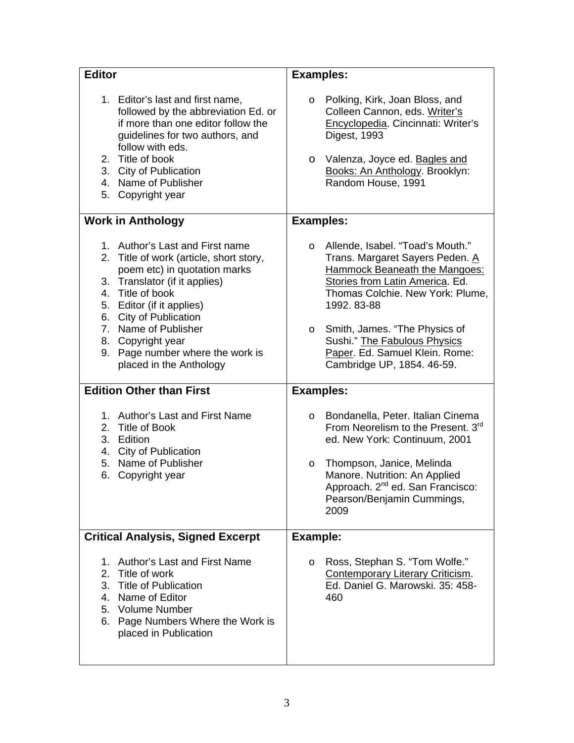| **Editor** | **Examples:** |
|---|---|
| 1. Editor's last and first name, followed by the abbreviation Ed. or if more than one editor follow the guidelines for two authors, and follow with eds.<br>2. Title of book<br>3. City of Publication<br>4. Name of Publisher<br>5. Copyright year | o Polking, Kirk, Joan Bloss, and Colleen Cannon, eds. <u>Writer's Encyclopedia</u>. Cincinnati: Writer's Digest, 1993<br><br>o Valenza, Joyce ed. <u>Bagles and Books: An Anthology</u>. Brooklyn: Random House, 1991 |
| **Work in Anthology** | **Examples:** |
| 1. Author's Last and First name<br>2. Title of work (article, short story, poem etc) in quotation marks<br>3. Translator (if it applies)<br>4. Title of book<br>5. Editor (if it applies)<br>6. City of Publication<br>7. Name of Publisher<br>8. Copyright year<br>9. Page number where the work is placed in the Anthology | o Allende, Isabel. "Toad's Mouth." Trans. Margaret Sayers Peden. <u>A Hammock Beaneath the Mangoes: Stories from Latin America</u>. Ed. Thomas Colchie. New York: Plume, 1992. 83-88<br><br>o Smith, James. "The Physics of Sushi." <u>The Fabulous Physics Paper</u>. Ed. Samuel Klein. Rome: Cambridge UP, 1854. 46-59. |
| **Edition Other than First** | **Examples:** |
| 1. Author's Last and First Name<br>2. Title of Book<br>3. Edition<br>4. City of Publication<br>5. Name of Publisher<br>6. Copyright year | o Bondanella, Peter. Italian Cinema From Neorelism to the Present. 3rd ed. New York: Continuum, 2001<br><br>o Thompson, Janice, Melinda Manore. Nutrition: An Applied Approach. 2nd ed. San Francisco: Pearson/Benjamin Cummings, 2009 |
| **Critical Analysis, Signed Excerpt** | **Example:** |
| 1. Author's Last and First Name<br>2. Title of work<br>3. Title of Publication<br>4. Name of Editor<br>5. Volume Number<br>6. Page Numbers Where the Work is placed in Publication | o Ross, Stephan S. "Tom Wolfe." <u>Contemporary Literary Criticism</u>. Ed. Daniel G. Marowski. 35: 458-460 |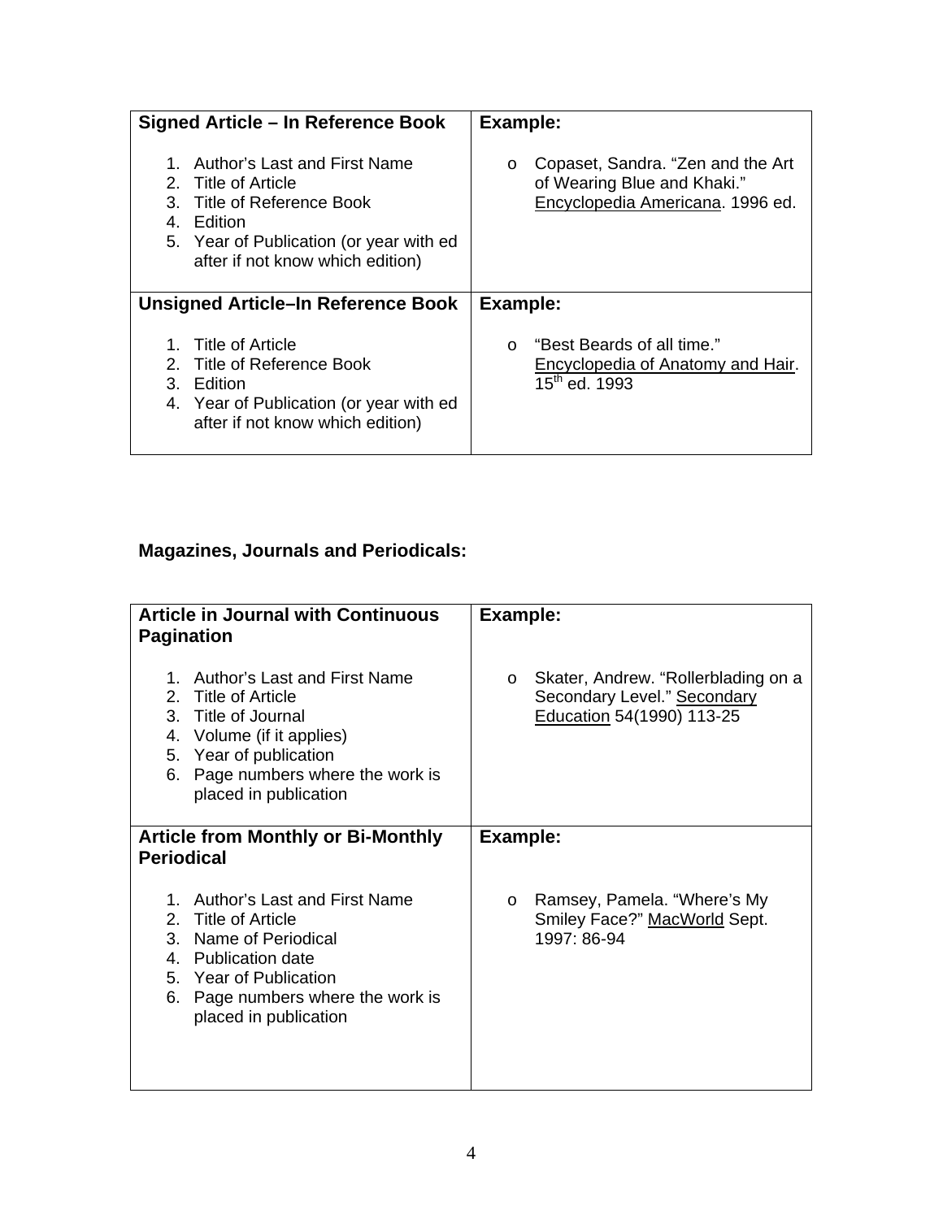| **Signed Article – In Reference Book** | **Example:** |
|---|---|
| 1. Author's Last and First Name<br>2. Title of Article<br>3. Title of Reference Book<br>4. Edition<br>5. Year of Publication (or year with ed after if not know which edition) | o Copaset, Sandra. "Zen and the Art of Wearing Blue and Khaki." <u>Encyclopedia Americana</u>. 1996 ed. |
| **Unsigned Article–In Reference Book** | **Example:** |
| 1. Title of Article<br>2. Title of Reference Book<br>3. Edition<br>4. Year of Publication (or year with ed after if not know which edition) | o "Best Beards of all time." <u>Encyclopedia of Anatomy and Hair</u>. 15th ed. 1993 |

**Magazines, Journals and Periodicals:**

| **Article in Journal with Continuous Pagination** | **Example:** |
|---|---|
| 1. Author's Last and First Name<br>2. Title of Article<br>3. Title of Journal<br>4. Volume (if it applies)<br>5. Year of publication<br>6. Page numbers where the work is placed in publication | o Skater, Andrew. "Rollerblading on a Secondary Level." <u>Secondary Education</u> 54(1990) 113-25 |
| **Article from Monthly or Bi-Monthly Periodical** | **Example:** |
| 1. Author's Last and First Name<br>2. Title of Article<br>3. Name of Periodical<br>4. Publication date<br>5. Year of Publication<br>6. Page numbers where the work is placed in publication | o Ramsey, Pamela. "Where's My Smiley Face?" <u>MacWorld</u> Sept. 1997: 86-94 |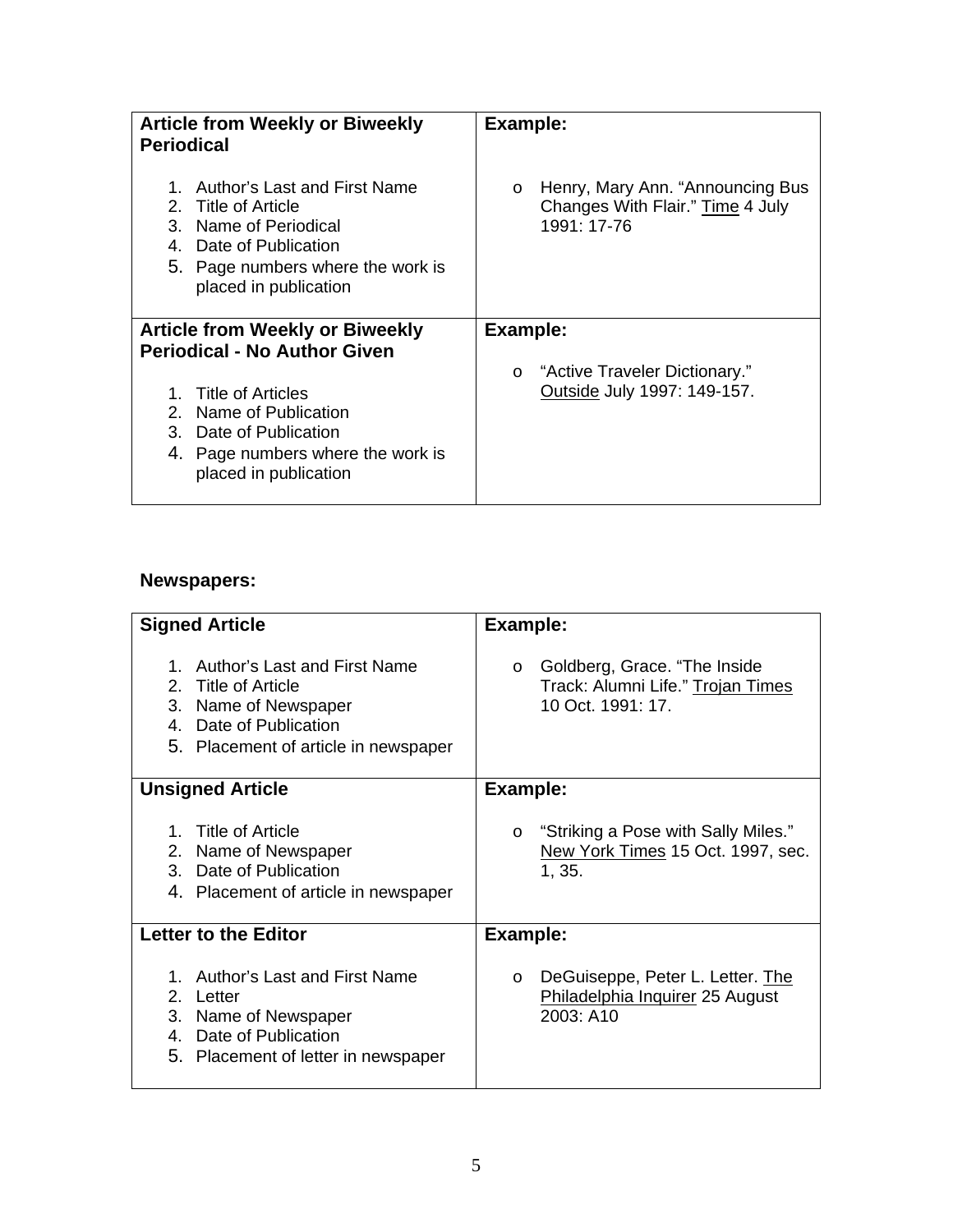| **Article from Weekly or Biweekly Periodical** | **Example:** |
| --- | --- |
| 1. Author's Last and First Name<br>2. Title of Article<br>3. Name of Periodical<br>4. Date of Publication<br>5. Page numbers where the work is placed in publication | o Henry, Mary Ann. "Announcing Bus Changes With Flair." Time 4 July 1991: 17-76 |
| **Article from Weekly or Biweekly Periodical - No Author Given** | **Example:** |
| 1. Title of Articles<br>2. Name of Publication<br>3. Date of Publication<br>4. Page numbers where the work is placed in publication | o "Active Traveler Dictionary." Outside July 1997: 149-157. |

**Newspapers:**

| **Signed Article** | **Example:** |
| --- | --- |
| 1. Author's Last and First Name<br>2. Title of Article<br>3. Name of Newspaper<br>4. Date of Publication<br>5. Placement of article in newspaper | o Goldberg, Grace. "The Inside Track: Alumni Life." Trojan Times 10 Oct. 1991: 17. |
| **Unsigned Article** | **Example:** |
| 1. Title of Article<br>2. Name of Newspaper<br>3. Date of Publication<br>4. Placement of article in newspaper | o "Striking a Pose with Sally Miles." New York Times 15 Oct. 1997, sec. 1, 35. |
| **Letter to the Editor** | **Example:** |
| 1. Author's Last and First Name<br>2. Letter<br>3. Name of Newspaper<br>4. Date of Publication<br>5. Placement of letter in newspaper | o DeGuiseppe, Peter L. Letter. The Philadelphia Inquirer 25 August 2003: A10 |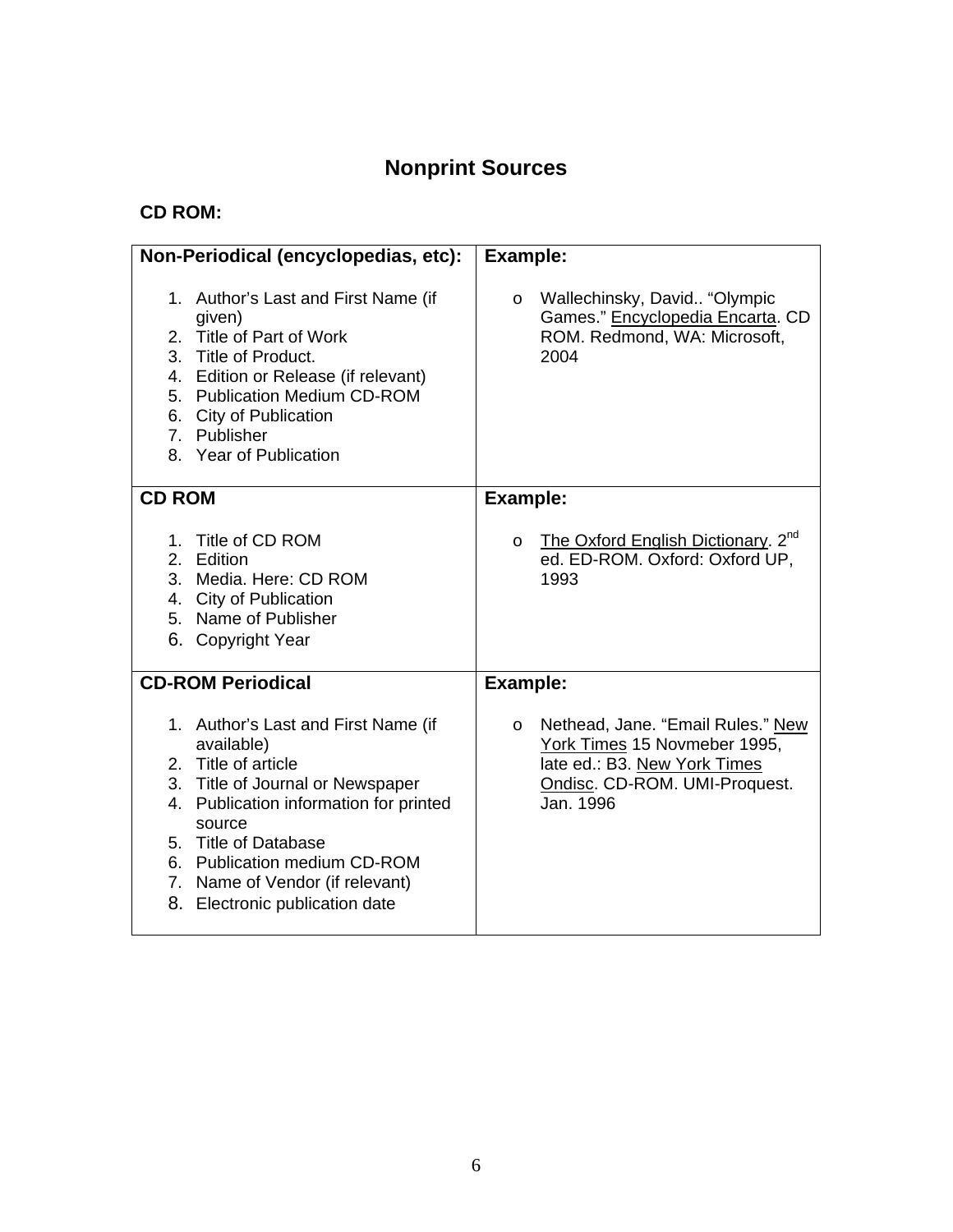# Nonprint Sources

**CD ROM:**

| **Non-Periodical (encyclopedias, etc):** | **Example:** |
|---|---|
| 1. Author's Last and First Name (if given)<br>2. Title of Part of Work<br>3. Title of Product.<br>4. Edition or Release (if relevant)<br>5. Publication Medium CD-ROM<br>6. City of Publication<br>7. Publisher<br>8. Year of Publication | o Wallechinsky, David.. "Olympic Games." <u>Encyclopedia Encarta</u>. CD ROM. Redmond, WA: Microsoft, 2004 |
| **CD ROM** | **Example:** |
| 1. Title of CD ROM<br>2. Edition<br>3. Media. Here: CD ROM<br>4. City of Publication<br>5. Name of Publisher<br>6. Copyright Year | o <u>The Oxford English Dictionary</u>. 2nd ed. ED-ROM. Oxford: Oxford UP, 1993 |
| **CD-ROM Periodical** | **Example:** |
| 1. Author's Last and First Name (if available)<br>2. Title of article<br>3. Title of Journal or Newspaper<br>4. Publication information for printed source<br>5. Title of Database<br>6. Publication medium CD-ROM<br>7. Name of Vendor (if relevant)<br>8. Electronic publication date | o Nethead, Jane. "Email Rules." <u>New York Times</u> 15 Novmeber 1995, late ed.: B3. <u>New York Times Ondisc</u>. CD-ROM. UMI-Proquest. Jan. 1996 |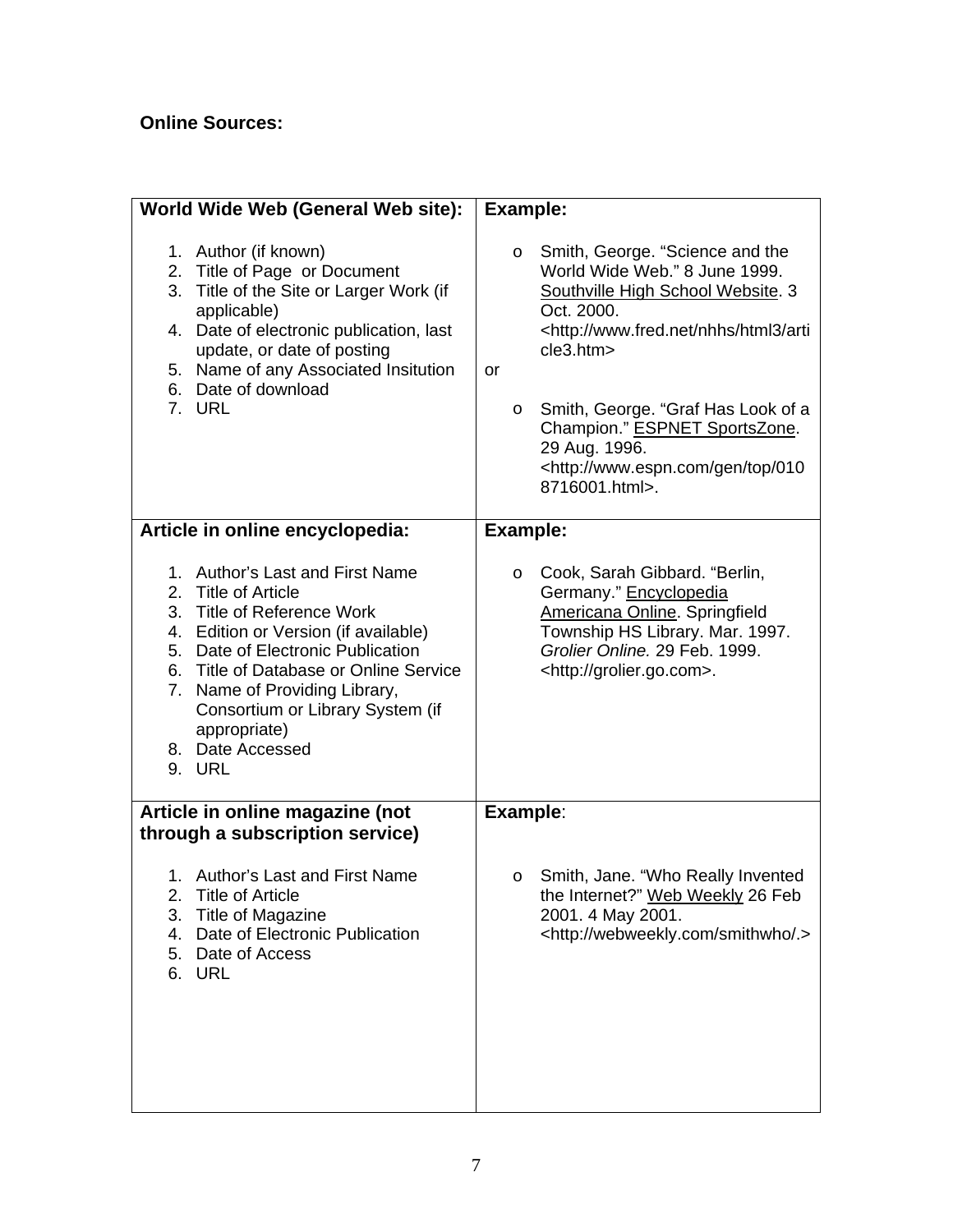**Online Sources:**

| **World Wide Web (General Web site):** | **Example:** |
|---|---|
| 1. Author (if known)<br>2. Title of Page or Document<br>3. Title of the Site or Larger Work (if applicable)<br>4. Date of electronic publication, last update, or date of posting<br>5. Name of any Associated Insitution<br>6. Date of download<br>7. URL | o Smith, George. "Science and the World Wide Web." 8 June 1999. <u>Southville High School Website</u>. 3 Oct. 2000. <http://www.fred.net/nhhs/html3/article3.htm><br>or<br>o Smith, George. "Graf Has Look of a Champion." <u>ESPNET SportsZone</u>. 29 Aug. 1996. <http://www.espn.com/gen/top/0108716001.html>. |
| **Article in online encyclopedia:** | **Example:** |
| 1. Author's Last and First Name<br>2. Title of Article<br>3. Title of Reference Work<br>4. Edition or Version (if available)<br>5. Date of Electronic Publication<br>6. Title of Database or Online Service<br>7. Name of Providing Library, Consortium or Library System (if appropriate)<br>8. Date Accessed<br>9. URL | o Cook, Sarah Gibbard. "Berlin, Germany." <u>Encyclopedia Americana Online</u>. Springfield Township HS Library. Mar. 1997. *Grolier Online.* 29 Feb. 1999. <http://grolier.go.com>. |
| **Article in online magazine (not through a subscription service)** | **Example**: |
| 1. Author's Last and First Name<br>2. Title of Article<br>3. Title of Magazine<br>4. Date of Electronic Publication<br>5. Date of Access<br>6. URL | o Smith, Jane. "Who Really Invented the Internet?" <u>Web Weekly</u> 26 Feb 2001. 4 May 2001. <http://webweekly.com/smithwho/.> |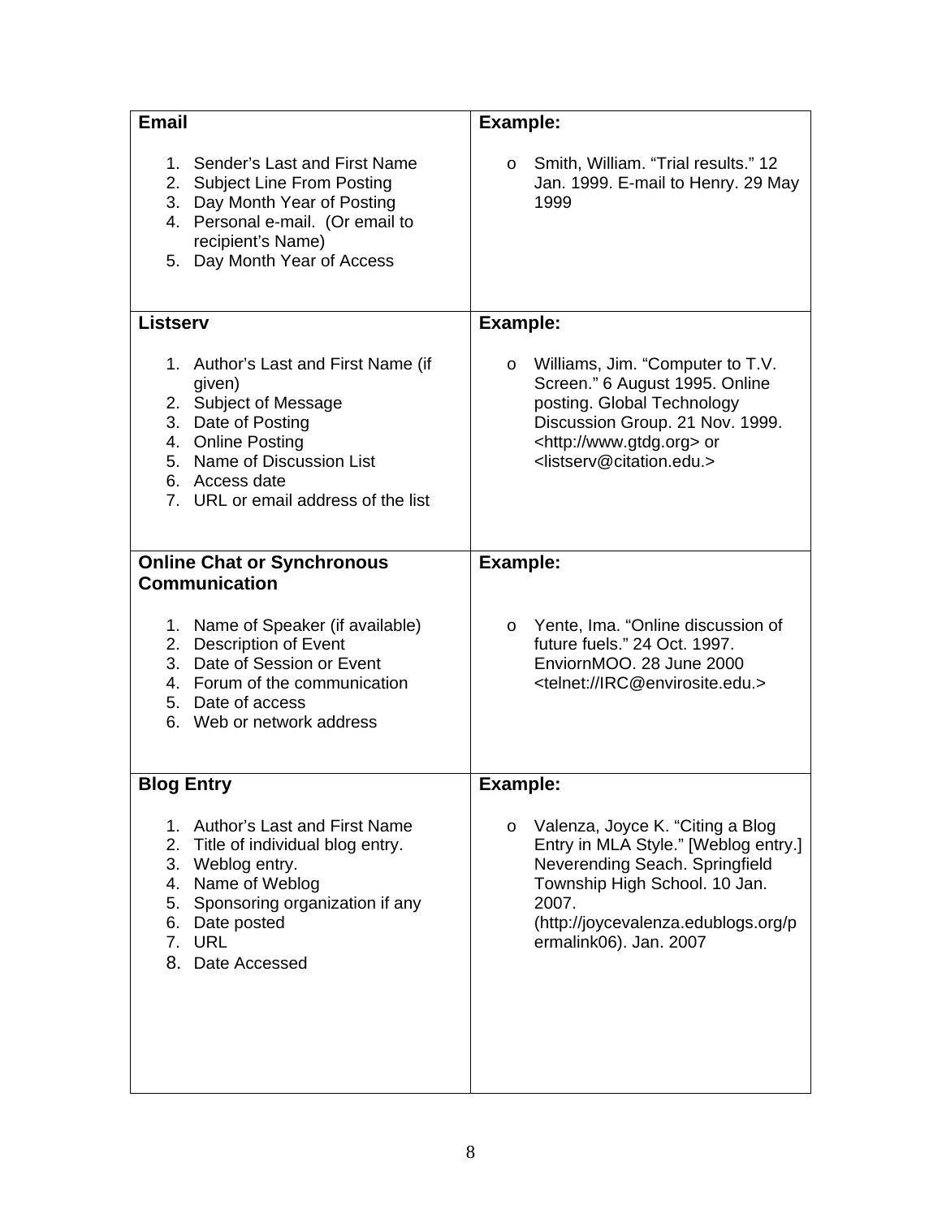| **Email** | **Example:** |
|---|---|
| 1. Sender's Last and First Name<br>2. Subject Line From Posting<br>3. Day Month Year of Posting<br>4. Personal e-mail. (Or email to recipient's Name)<br>5. Day Month Year of Access | o Smith, William. "Trial results." 12 Jan. 1999. E-mail to Henry. 29 May 1999 |
| **Listserv** | **Example:** |
| 1. Author's Last and First Name (if given)<br>2. Subject of Message<br>3. Date of Posting<br>4. Online Posting<br>5. Name of Discussion List<br>6. Access date<br>7. URL or email address of the list | o Williams, Jim. "Computer to T.V. Screen." 6 August 1995. Online posting. Global Technology Discussion Group. 21 Nov. 1999. <http://www.gtdg.org> or <listserv@citation.edu.> |
| **Online Chat or Synchronous Communication** | **Example:** |
| 1. Name of Speaker (if available)<br>2. Description of Event<br>3. Date of Session or Event<br>4. Forum of the communication<br>5. Date of access<br>6. Web or network address | o Yente, Ima. "Online discussion of future fuels." 24 Oct. 1997. EnviornMOO. 28 June 2000 <telnet://IRC@envirosite.edu.> |
| **Blog Entry** | **Example:** |
| 1. Author's Last and First Name<br>2. Title of individual blog entry.<br>3. Weblog entry.<br>4. Name of Weblog<br>5. Sponsoring organization if any<br>6. Date posted<br>7. URL<br>8. Date Accessed | o Valenza, Joyce K. "Citing a Blog Entry in MLA Style." [Weblog entry.] Neverending Seach. Springfield Township High School. 10 Jan. 2007. (http://joycevalenza.edublogs.org/permalink06). Jan. 2007 |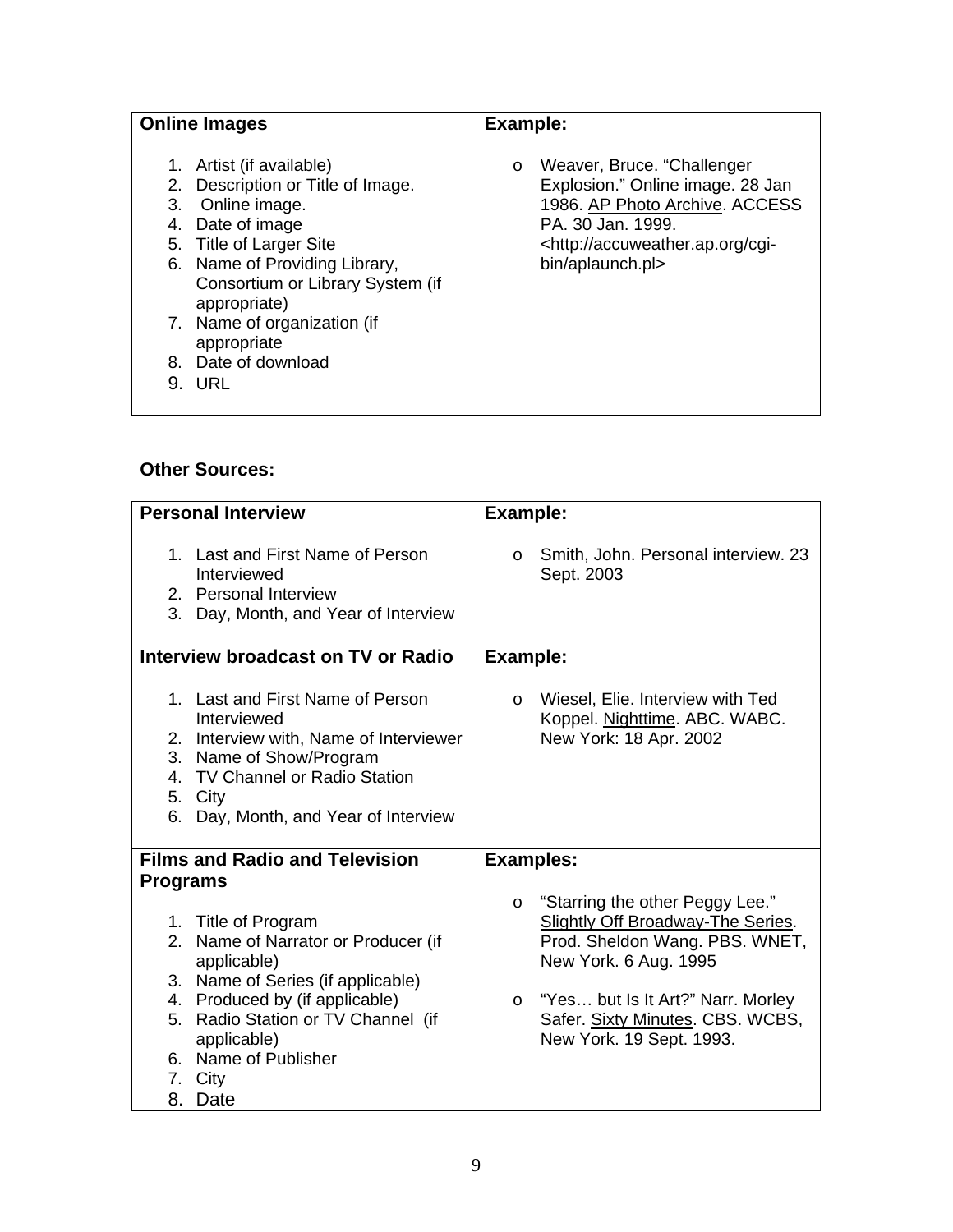| **Online Images** | **Example:** |
| --- | --- |
| 1. Artist (if available)<br>2. Description or Title of Image.<br>3. Online image.<br>4. Date of image<br>5. Title of Larger Site<br>6. Name of Providing Library, Consortium or Library System (if appropriate)<br>7. Name of organization (if appropriate<br>8. Date of download<br>9. URL | o Weaver, Bruce. "Challenger Explosion." Online image. 28 Jan 1986. <u>AP Photo Archive</u>. ACCESS PA. 30 Jan. 1999. <http://accuweather.ap.org/cgi-bin/aplaunch.pl> |

**Other Sources:**

| **Personal Interview** | **Example:** |
| --- | --- |
| 1. Last and First Name of Person Interviewed<br>2. Personal Interview<br>3. Day, Month, and Year of Interview | o Smith, John. Personal interview. 23 Sept. 2003 |
| **Interview broadcast on TV or Radio** | **Example:** |
| 1. Last and First Name of Person Interviewed<br>2. Interview with, Name of Interviewer<br>3. Name of Show/Program<br>4. TV Channel or Radio Station<br>5. City<br>6. Day, Month, and Year of Interview | o Wiesel, Elie. Interview with Ted Koppel. <u>Nighttime</u>. ABC. WABC. New York: 18 Apr. 2002 |
| **Films and Radio and Television Programs** | **Examples:** |
| 1. Title of Program<br>2. Name of Narrator or Producer (if applicable)<br>3. Name of Series (if applicable)<br>4. Produced by (if applicable)<br>5. Radio Station or TV Channel (if applicable)<br>6. Name of Publisher<br>7. City<br>8. Date | o "Starring the other Peggy Lee." <u>Slightly Off Broadway-The Series</u>. Prod. Sheldon Wang. PBS. WNET, New York. 6 Aug. 1995<br><br>o "Yes… but Is It Art?" Narr. Morley Safer. <u>Sixty Minutes</u>. CBS. WCBS, New York. 19 Sept. 1993. |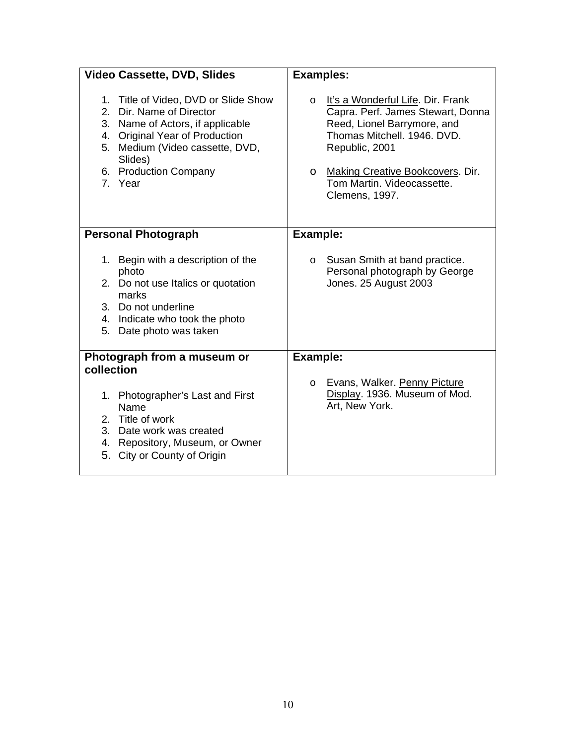| | |
|---|---|
| **Video Cassette, DVD, Slides**<br><br>1. Title of Video, DVD or Slide Show<br>2. Dir. Name of Director<br>3. Name of Actors, if applicable<br>4. Original Year of Production<br>5. Medium (Video cassette, DVD, Slides)<br>6. Production Company<br>7. Year | **Examples:**<br><br>o <u>It's a Wonderful Life</u>. Dir. Frank Capra. Perf. James Stewart, Donna Reed, Lionel Barrymore, and Thomas Mitchell. 1946. DVD. Republic, 2001<br><br>o <u>Making Creative Bookcovers</u>. Dir. Tom Martin. Videocassette. Clemens, 1997. |
| **Personal Photograph**<br><br>1. Begin with a description of the photo<br>2. Do not use Italics or quotation marks<br>3. Do not underline<br>4. Indicate who took the photo<br>5. Date photo was taken | **Example:**<br><br>o Susan Smith at band practice. Personal photograph by George Jones. 25 August 2003 |
| **Photograph from a museum or collection**<br><br>1. Photographer's Last and First Name<br>2. Title of work<br>3. Date work was created<br>4. Repository, Museum, or Owner<br>5. City or County of Origin | **Example:**<br><br>o Evans, Walker. <u>Penny Picture Display</u>. 1936. Museum of Mod. Art, New York. |